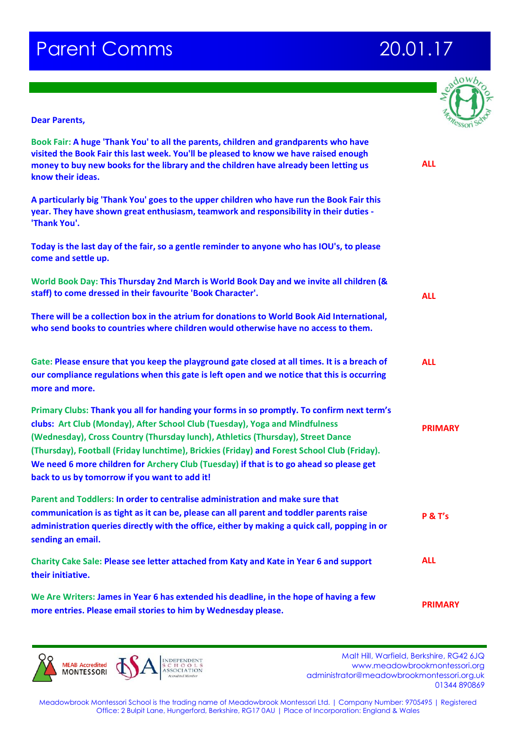# Parent Comms 20.01.17

**Dear Parents,**

| | |
|---|---|
| **Book Fair:** A huge 'Thank You' to all the parents, children and grandparents who have visited the Book Fair this last week. You'll be pleased to know we have raised enough money to buy new books for the library and the children have already been letting us know their ideas.<br><br>A particularly big 'Thank You' goes to the upper children who have run the Book Fair this year. They have shown great enthusiasm, teamwork and responsibility in their duties - 'Thank You'.<br><br>Today is the last day of the fair, so a gentle reminder to anyone who has IOU's, to please come and settle up. | **ALL** |
| **World Book Day:** This Thursday 2nd March is World Book Day and we invite all children (& staff) to come dressed in their favourite 'Book Character'.<br><br>There will be a collection box in the atrium for donations to World Book Aid International, who send books to countries where children would otherwise have no access to them. | **ALL** |
| **Gate:** Please ensure that you keep the playground gate closed at all times. It is a breach of our compliance regulations when this gate is left open and we notice that this is occurring more and more. | **ALL** |
| **Primary Clubs:** Thank you all for handing your forms in so promptly. To confirm next term's clubs: Art Club (Monday), After School Club (Tuesday), Yoga and Mindfulness (Wednesday), Cross Country (Thursday lunch), Athletics (Thursday), Street Dance (Thursday), Football (Friday lunchtime), Brickies (Friday) and Forest School Club (Friday). We need 6 more children for Archery Club (Tuesday) if that is to go ahead so please get back to us by tomorrow if you want to add it! | **PRIMARY** |
| **Parent and Toddlers:** In order to centralise administration and make sure that communication is as tight as it can be, please can all parent and toddler parents raise administration queries directly with the office, either by making a quick call, popping in or sending an email. | **P & T's** |
| **Charity Cake Sale:** Please see letter attached from Katy and Kate in Year 6 and support their initiative. | **ALL** |
| **We Are Writers:** James in Year 6 has extended his deadline, in the hope of having a few more entries. Please email stories to him by Wednesday please. | **PRIMARY** |

MEAB Accredited MONTESSORI | INDEPENDENT SCHOOLS ASSOCIATION Accredited Member

Malt Hill, Warfield, Berkshire, RG42 6JQ
www.meadowbrookmontessori.org
administrator@meadowbrookmontessori.org.uk
01344 890869

Meadowbrook Montessori School is the trading name of Meadowbrook Montessori Ltd. | Company Number: 9705495 | Registered Office: 2 Bulpit Lane, Hungerford, Berkshire, RG17 0AU | Place of Incorporation: England & Wales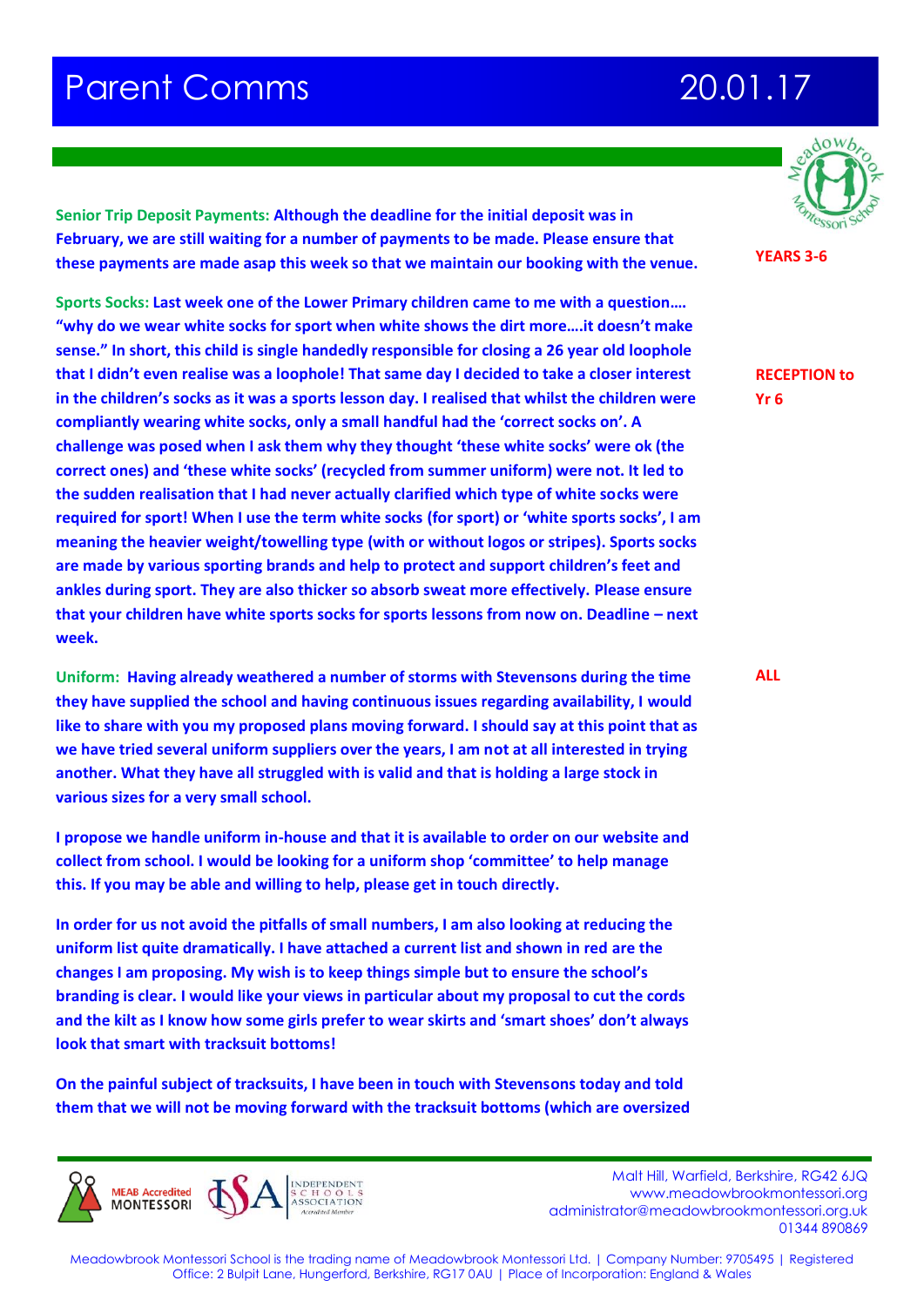# Parent Comms 20.01.17

**Senior Trip Deposit Payments:** **Although the deadline for the initial deposit was in February, we are still waiting for a number of payments to be made. Please ensure that these payments are made asap this week so that we maintain our booking with the venue.**

**YEARS 3-6**

**Sports Socks:** **Last week one of the Lower Primary children came to me with a question…. "why do we wear white socks for sport when white shows the dirt more….it doesn't make sense." In short, this child is single handedly responsible for closing a 26 year old loophole that I didn't even realise was a loophole! That same day I decided to take a closer interest in the children's socks as it was a sports lesson day. I realised that whilst the children were compliantly wearing white socks, only a small handful had the 'correct socks on'. A challenge was posed when I ask them why they thought 'these white socks' were ok (the correct ones) and 'these white socks' (recycled from summer uniform) were not. It led to the sudden realisation that I had never actually clarified which type of white socks were required for sport! When I use the term white socks (for sport) or 'white sports socks', I am meaning the heavier weight/towelling type (with or without logos or stripes). Sports socks are made by various sporting brands and help to protect and support children's feet and ankles during sport. They are also thicker so absorb sweat more effectively. Please ensure that your children have white sports socks for sports lessons from now on. Deadline – next week.**

**RECEPTION to Yr 6**

**Uniform:** **Having already weathered a number of storms with Stevensons during the time they have supplied the school and having continuous issues regarding availability, I would like to share with you my proposed plans moving forward. I should say at this point that as we have tried several uniform suppliers over the years, I am not at all interested in trying another. What they have all struggled with is valid and that is holding a large stock in various sizes for a very small school.**

**ALL**

**I propose we handle uniform in-house and that it is available to order on our website and collect from school. I would be looking for a uniform shop 'committee' to help manage this. If you may be able and willing to help, please get in touch directly.**

**In order for us not avoid the pitfalls of small numbers, I am also looking at reducing the uniform list quite dramatically. I have attached a current list and shown in red are the changes I am proposing. My wish is to keep things simple but to ensure the school's branding is clear. I would like your views in particular about my proposal to cut the cords and the kilt as I know how some girls prefer to wear skirts and 'smart shoes' don't always look that smart with tracksuit bottoms!**

**On the painful subject of tracksuits, I have been in touch with Stevensons today and told them that we will not be moving forward with the tracksuit bottoms (which are oversized**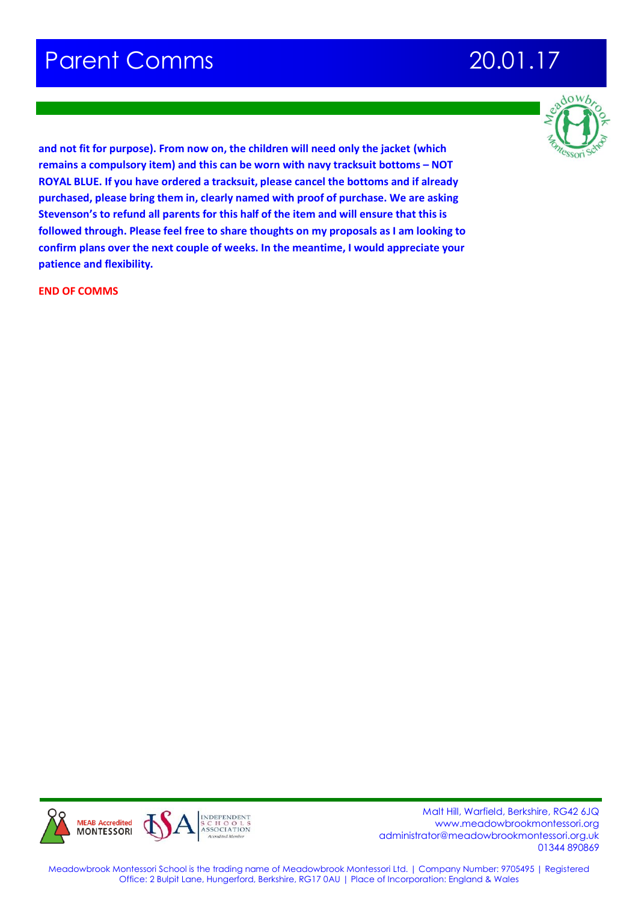**and not fit for purpose). From now on, the children will need only the jacket (which remains a compulsory item) and this can be worn with navy tracksuit bottoms – NOT ROYAL BLUE. If you have ordered a tracksuit, please cancel the bottoms and if already purchased, please bring them in, clearly named with proof of purchase. We are asking Stevenson's to refund all parents for this half of the item and will ensure that this is followed through. Please feel free to share thoughts on my proposals as I am looking to confirm plans over the next couple of weeks. In the meantime, I would appreciate your patience and flexibility.**

**END OF COMMS**